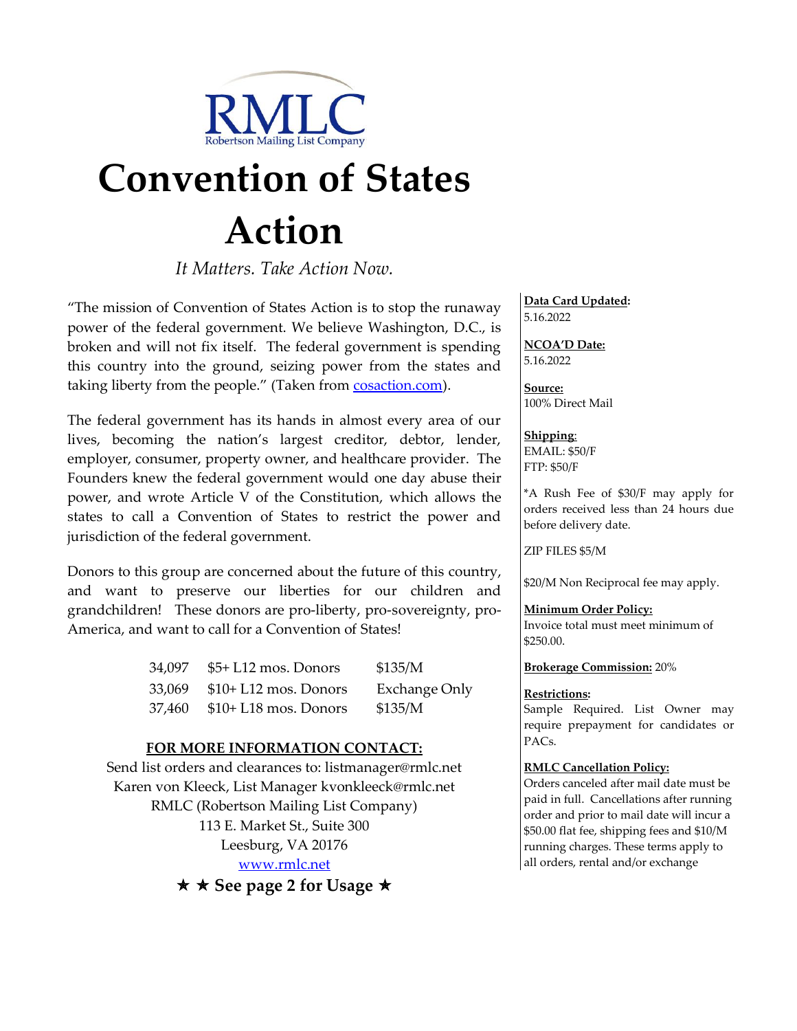RMLC
Robertson Mailing List Company

# Convention of States Action

*It Matters. Take Action Now.*

"The mission of Convention of States Action is to stop the runaway power of the federal government. We believe Washington, D.C., is broken and will not fix itself. The federal government is spending this country into the ground, seizing power from the states and taking liberty from the people." (Taken from [cosaction.com](cosaction.com)).

The federal government has its hands in almost every area of our lives, becoming the nation's largest creditor, debtor, lender, employer, consumer, property owner, and healthcare provider. The Founders knew the federal government would one day abuse their power, and wrote Article V of the Constitution, which allows the states to call a Convention of States to restrict the power and jurisdiction of the federal government.

Donors to this group are concerned about the future of this country, and want to preserve our liberties for our children and grandchildren! These donors are pro-liberty, pro-sovereignty, pro-America, and want to call for a Convention of States!

| | | |
|---|---|---|
| 34,097 | $5+ L12 mos. Donors | $135/M |
| 33,069 | $10+ L12 mos. Donors | Exchange Only |
| 37,460 | $10+ L18 mos. Donors | $135/M |

**FOR MORE INFORMATION CONTACT:**

Send list orders and clearances to: listmanager@rmlc.net
Karen von Kleeck, List Manager kvonkleeck@rmlc.net
RMLC (Robertson Mailing List Company)
113 E. Market St., Suite 300
Leesburg, VA 20176
[www.rmlc.net](www.rmlc.net)

★ ★ **See page 2 for Usage** ★

**Data Card Updated:**
5.16.2022

**NCOA'D Date:**
5.16.2022

**Source:**
100% Direct Mail

**Shipping:**
EMAIL: $50/F
FTP: $50/F

*A Rush Fee of $30/F may apply for orders received less than 24 hours due before delivery date.

ZIP FILES $5/M

$20/M Non Reciprocal fee may apply.

**Minimum Order Policy:**
Invoice total must meet minimum of $250.00.

**Brokerage Commission:** 20%

**Restrictions:**
Sample Required. List Owner may require prepayment for candidates or PACs.

**RMLC Cancellation Policy:**
Orders canceled after mail date must be paid in full. Cancellations after running order and prior to mail date will incur a $50.00 flat fee, shipping fees and $10/M running charges. These terms apply to all orders, rental and/or exchange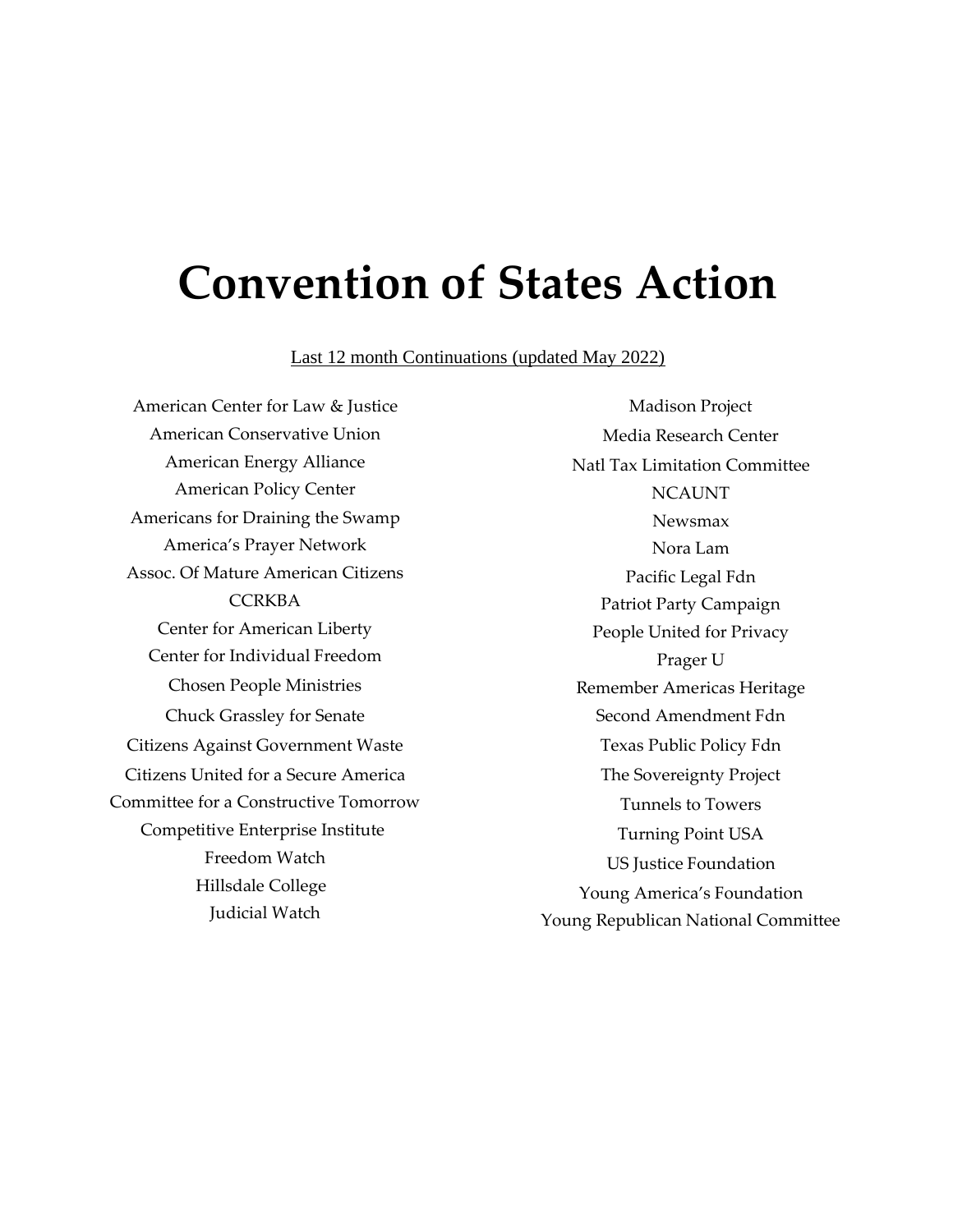# Convention of States Action

Last 12 month Continuations (updated May 2022)

American Center for Law & Justice
American Conservative Union
American Energy Alliance
American Policy Center
Americans for Draining the Swamp
America's Prayer Network
Assoc. Of Mature American Citizens
CCRKBA
Center for American Liberty
Center for Individual Freedom
Chosen People Ministries
Chuck Grassley for Senate
Citizens Against Government Waste
Citizens United for a Secure America
Committee for a Constructive Tomorrow
Competitive Enterprise Institute
Freedom Watch
Hillsdale College
Judicial Watch
Madison Project
Media Research Center
Natl Tax Limitation Committee
NCAUNT
Newsmax
Nora Lam
Pacific Legal Fdn
Patriot Party Campaign
People United for Privacy
Prager U
Remember Americas Heritage
Second Amendment Fdn
Texas Public Policy Fdn
The Sovereignty Project
Tunnels to Towers
Turning Point USA
US Justice Foundation
Young America's Foundation
Young Republican National Committee